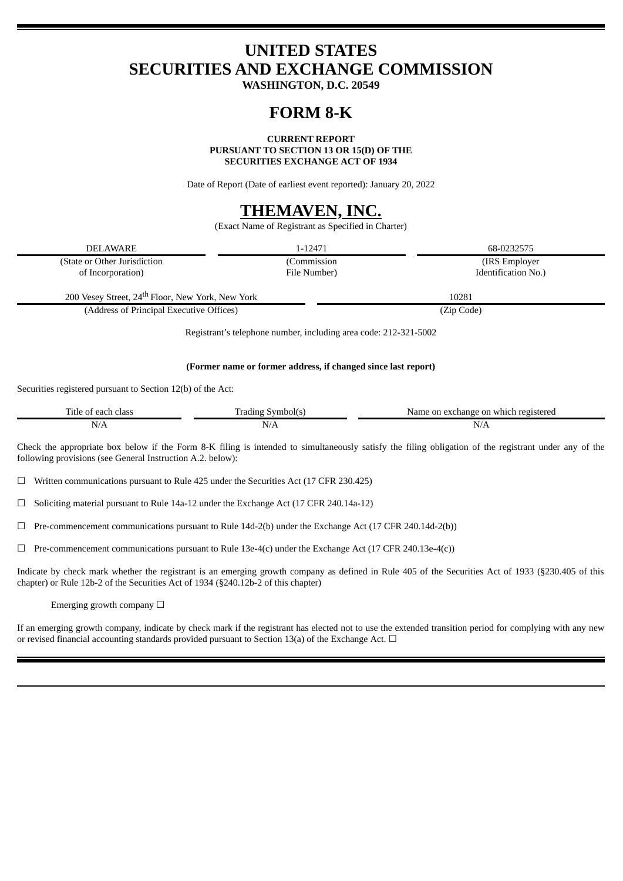# UNITED STATES
# SECURITIES AND EXCHANGE COMMISSION

**WASHINGTON, D.C. 20549**

# FORM 8-K

**CURRENT REPORT**
**PURSUANT TO SECTION 13 OR 15(D) OF THE**
**SECURITIES EXCHANGE ACT OF 1934**

Date of Report (Date of earliest event reported): January 20, 2022

# THEMAVEN, INC.

(Exact Name of Registrant as Specified in Charter)

| DELAWARE | 1-12471 | 68-0232575 |
|---|---|---|
| (State or Other Jurisdiction of Incorporation) | (Commission File Number) | (IRS Employer Identification No.) |

| 200 Vesey Street, 24th Floor, New York, New York | 10281 |
|---|---|
| (Address of Principal Executive Offices) | (Zip Code) |

Registrant's telephone number, including area code: 212-321-5002

**(Former name or former address, if changed since last report)**

Securities registered pursuant to Section 12(b) of the Act:

| Title of each class | Trading Symbol(s) | Name on exchange on which registered |
|---|---|---|
| N/A | N/A | N/A |

Check the appropriate box below if the Form 8-K filing is intended to simultaneously satisfy the filing obligation of the registrant under any of the following provisions (see General Instruction A.2. below):

☐ Written communications pursuant to Rule 425 under the Securities Act (17 CFR 230.425)

☐ Soliciting material pursuant to Rule 14a-12 under the Exchange Act (17 CFR 240.14a-12)

☐ Pre-commencement communications pursuant to Rule 14d-2(b) under the Exchange Act (17 CFR 240.14d-2(b))

☐ Pre-commencement communications pursuant to Rule 13e-4(c) under the Exchange Act (17 CFR 240.13e-4(c))

Indicate by check mark whether the registrant is an emerging growth company as defined in Rule 405 of the Securities Act of 1933 (§230.405 of this chapter) or Rule 12b-2 of the Securities Act of 1934 (§240.12b-2 of this chapter)

Emerging growth company ☐

If an emerging growth company, indicate by check mark if the registrant has elected not to use the extended transition period for complying with any new or revised financial accounting standards provided pursuant to Section 13(a) of the Exchange Act. ☐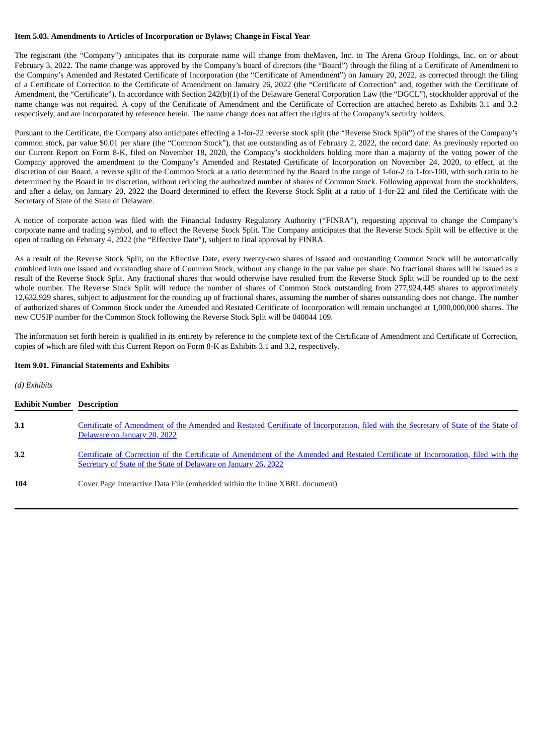**Item 5.03. Amendments to Articles of Incorporation or Bylaws; Change in Fiscal Year**

The registrant (the "Company") anticipates that its corporate name will change from theMaven, Inc. to The Arena Group Holdings, Inc. on or about February 3, 2022. The name change was approved by the Company's board of directors (the "Board") through the filing of a Certificate of Amendment to the Company's Amended and Restated Certificate of Incorporation (the "Certificate of Amendment") on January 20, 2022, as corrected through the filing of a Certificate of Correction to the Certificate of Amendment on January 26, 2022 (the "Certificate of Correction" and, together with the Certificate of Amendment, the "Certificate"). In accordance with Section 242(b)(1) of the Delaware General Corporation Law (the "DGCL"), stockholder approval of the name change was not required. A copy of the Certificate of Amendment and the Certificate of Correction are attached hereto as Exhibits 3.1 and 3.2 respectively, and are incorporated by reference herein. The name change does not affect the rights of the Company's security holders.

Pursuant to the Certificate, the Company also anticipates effecting a 1-for-22 reverse stock split (the "Reverse Stock Split") of the shares of the Company's common stock, par value $0.01 per share (the "Common Stock"), that are outstanding as of February 2, 2022, the record date. As previously reported on our Current Report on Form 8-K, filed on November 18, 2020, the Company's stockholders holding more than a majority of the voting power of the Company approved the amendment to the Company's Amended and Restated Certificate of Incorporation on November 24, 2020, to effect, at the discretion of our Board, a reverse split of the Common Stock at a ratio determined by the Board in the range of 1-for-2 to 1-for-100, with such ratio to be determined by the Board in its discretion, without reducing the authorized number of shares of Common Stock. Following approval from the stockholders, and after a delay, on January 20, 2022 the Board determined to effect the Reverse Stock Split at a ratio of 1-for-22 and filed the Certificate with the Secretary of State of the State of Delaware.

A notice of corporate action was filed with the Financial Industry Regulatory Authority ("FINRA"), requesting approval to change the Company's corporate name and trading symbol, and to effect the Reverse Stock Split. The Company anticipates that the Reverse Stock Split will be effective at the open of trading on February 4, 2022 (the "Effective Date"), subject to final approval by FINRA.

As a result of the Reverse Stock Split, on the Effective Date, every twenty-two shares of issued and outstanding Common Stock will be automatically combined into one issued and outstanding share of Common Stock, without any change in the par value per share. No fractional shares will be issued as a result of the Reverse Stock Split. Any fractional shares that would otherwise have resulted from the Reverse Stock Split will be rounded up to the next whole number. The Reverse Stock Split will reduce the number of shares of Common Stock outstanding from 277,924,445 shares to approximately 12,632,929 shares, subject to adjustment for the rounding up of fractional shares, assuming the number of shares outstanding does not change. The number of authorized shares of Common Stock under the Amended and Restated Certificate of Incorporation will remain unchanged at 1,000,000,000 shares. The new CUSIP number for the Common Stock following the Reverse Stock Split will be 040044 109.

The information set forth herein is qualified in its entirety by reference to the complete text of the Certificate of Amendment and Certificate of Correction, copies of which are filed with this Current Report on Form 8-K as Exhibits 3.1 and 3.2, respectively.

**Item 9.01. Financial Statements and Exhibits**

*(d) Exhibits*

| Exhibit Number | Description |
|---|---|
| 3.1 | Certificate of Amendment of the Amended and Restated Certificate of Incorporation, filed with the Secretary of State of the State of Delaware on January 20, 2022 |
| 3.2 | Certificate of Correction of the Certificate of Amendment of the Amended and Restated Certificate of Incorporation, filed with the Secretary of State of the State of Delaware on January 26, 2022 |
| 104 | Cover Page Interactive Data File (embedded within the Inline XBRL document) |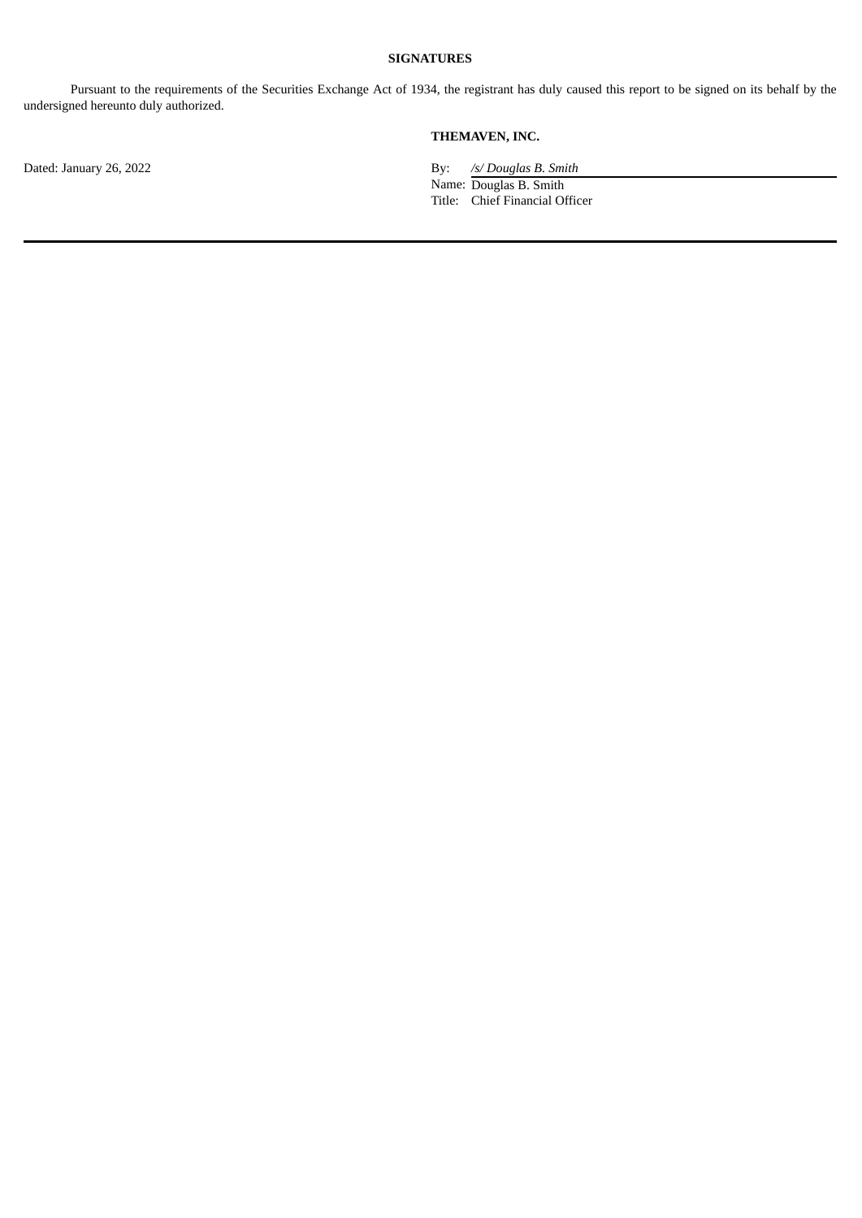**SIGNATURES**

Pursuant to the requirements of the Securities Exchange Act of 1934, the registrant has duly caused this report to be signed on its behalf by the undersigned hereunto duly authorized.

**THEMAVEN, INC.**

Dated: January 26, 2022

By: */s/ Douglas B. Smith*
Name: Douglas B. Smith
Title: Chief Financial Officer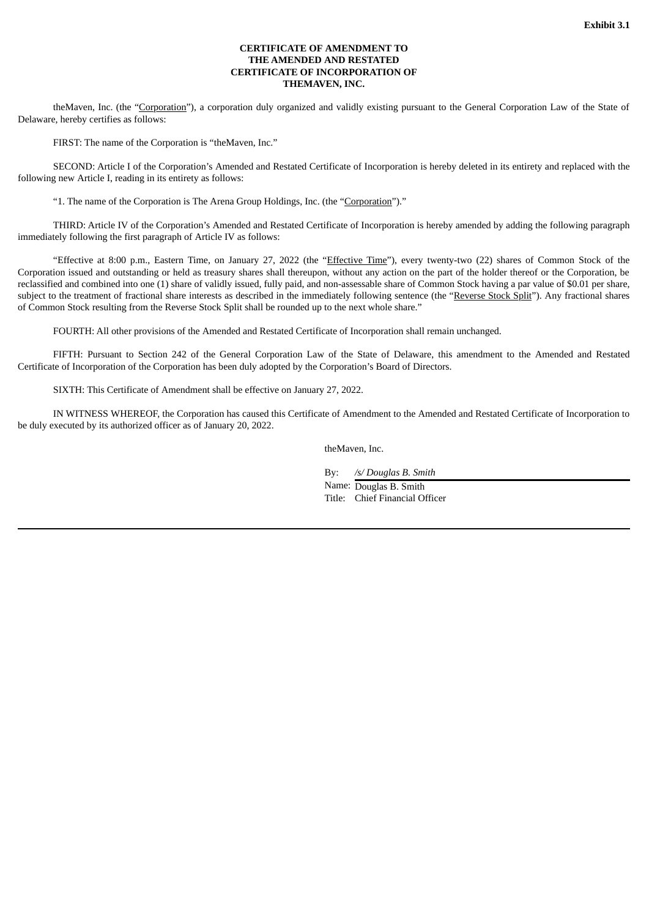**Exhibit 3.1**

**CERTIFICATE OF AMENDMENT TO THE AMENDED AND RESTATED CERTIFICATE OF INCORPORATION OF THEMAVEN, INC.**

theMaven, Inc. (the "Corporation"), a corporation duly organized and validly existing pursuant to the General Corporation Law of the State of Delaware, hereby certifies as follows:

FIRST: The name of the Corporation is "theMaven, Inc."

SECOND: Article I of the Corporation's Amended and Restated Certificate of Incorporation is hereby deleted in its entirety and replaced with the following new Article I, reading in its entirety as follows:

"1. The name of the Corporation is The Arena Group Holdings, Inc. (the "Corporation")."

THIRD: Article IV of the Corporation's Amended and Restated Certificate of Incorporation is hereby amended by adding the following paragraph immediately following the first paragraph of Article IV as follows:

"Effective at 8:00 p.m., Eastern Time, on January 27, 2022 (the "Effective Time"), every twenty-two (22) shares of Common Stock of the Corporation issued and outstanding or held as treasury shares shall thereupon, without any action on the part of the holder thereof or the Corporation, be reclassified and combined into one (1) share of validly issued, fully paid, and non-assessable share of Common Stock having a par value of $0.01 per share, subject to the treatment of fractional share interests as described in the immediately following sentence (the "Reverse Stock Split"). Any fractional shares of Common Stock resulting from the Reverse Stock Split shall be rounded up to the next whole share."

FOURTH: All other provisions of the Amended and Restated Certificate of Incorporation shall remain unchanged.

FIFTH: Pursuant to Section 242 of the General Corporation Law of the State of Delaware, this amendment to the Amended and Restated Certificate of Incorporation of the Corporation has been duly adopted by the Corporation's Board of Directors.

SIXTH: This Certificate of Amendment shall be effective on January 27, 2022.

IN WITNESS WHEREOF, the Corporation has caused this Certificate of Amendment to the Amended and Restated Certificate of Incorporation to be duly executed by its authorized officer as of January 20, 2022.

theMaven, Inc.

By: */s/ Douglas B. Smith*

Name: Douglas B. Smith

Title: Chief Financial Officer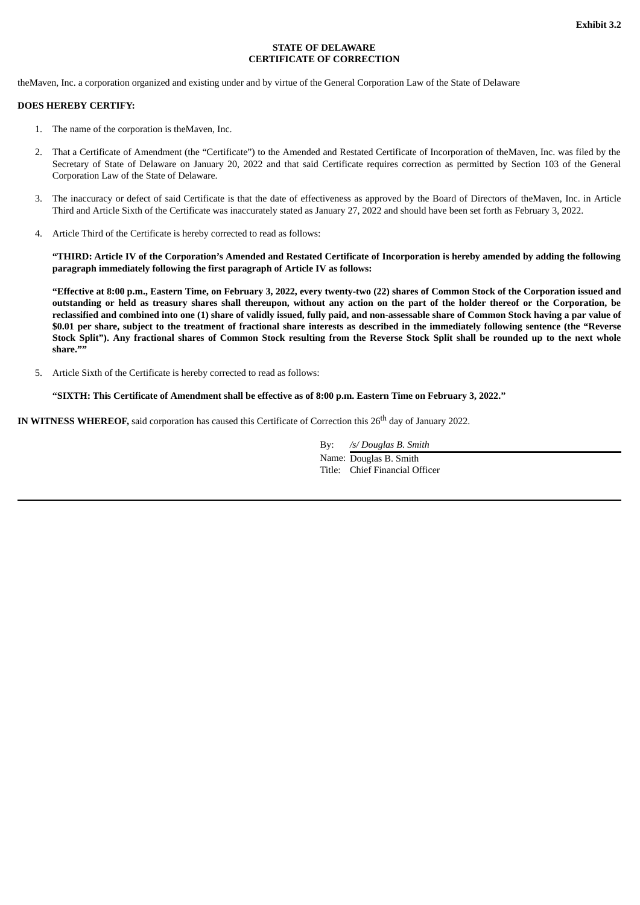**Exhibit 3.2**

**STATE OF DELAWARE**
**CERTIFICATE OF CORRECTION**

theMaven, Inc. a corporation organized and existing under and by virtue of the General Corporation Law of the State of Delaware

**DOES HEREBY CERTIFY:**

1. The name of the corporation is theMaven, Inc.

2. That a Certificate of Amendment (the "Certificate") to the Amended and Restated Certificate of Incorporation of theMaven, Inc. was filed by the Secretary of State of Delaware on January 20, 2022 and that said Certificate requires correction as permitted by Section 103 of the General Corporation Law of the State of Delaware.

3. The inaccuracy or defect of said Certificate is that the date of effectiveness as approved by the Board of Directors of theMaven, Inc. in Article Third and Article Sixth of the Certificate was inaccurately stated as January 27, 2022 and should have been set forth as February 3, 2022.

4. Article Third of the Certificate is hereby corrected to read as follows:

   **"THIRD: Article IV of the Corporation's Amended and Restated Certificate of Incorporation is hereby amended by adding the following paragraph immediately following the first paragraph of Article IV as follows:**

   **"Effective at 8:00 p.m., Eastern Time, on February 3, 2022, every twenty-two (22) shares of Common Stock of the Corporation issued and outstanding or held as treasury shares shall thereupon, without any action on the part of the holder thereof or the Corporation, be reclassified and combined into one (1) share of validly issued, fully paid, and non-assessable share of Common Stock having a par value of $0.01 per share, subject to the treatment of fractional share interests as described in the immediately following sentence (the "Reverse Stock Split"). Any fractional shares of Common Stock resulting from the Reverse Stock Split shall be rounded up to the next whole share.""**

5. Article Sixth of the Certificate is hereby corrected to read as follows:

   **"SIXTH: This Certificate of Amendment shall be effective as of 8:00 p.m. Eastern Time on February 3, 2022."**

**IN WITNESS WHEREOF,** said corporation has caused this Certificate of Correction this 26th day of January 2022.

By: */s/ Douglas B. Smith*
Name: Douglas B. Smith
Title: Chief Financial Officer